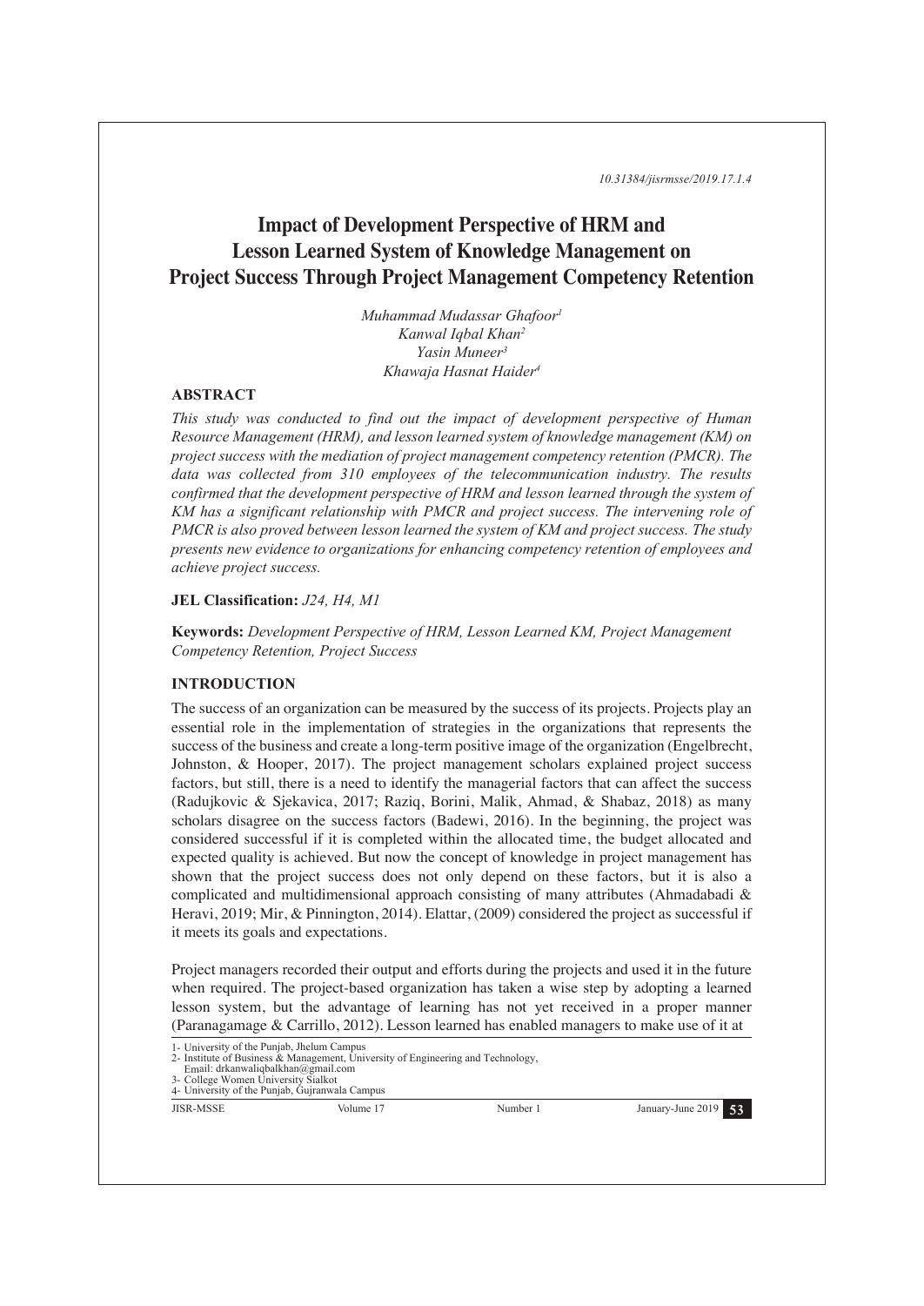10.31384/jisrmsse/2019.17.1.4

# Impact of Development Perspective of HRM and Lesson Learned System of Knowledge Management on Project Success Through Project Management Competency Retention

*Muhammad Mudassar Ghafoor*[1]
*Kanwal Iqbal Khan*[2]
*Yasin Muneer*[3]
*Khawaja Hasnat Haider*[4]

## ABSTRACT

*This study was conducted to find out the impact of development perspective of Human Resource Management (HRM), and lesson learned system of knowledge management (KM) on project success with the mediation of project management competency retention (PMCR). The data was collected from 310 employees of the telecommunication industry. The results confirmed that the development perspective of HRM and lesson learned through the system of KM has a significant relationship with PMCR and project success. The intervening role of PMCR is also proved between lesson learned the system of KM and project success. The study presents new evidence to organizations for enhancing competency retention of employees and achieve project success.*

**JEL Classification:** *J24, H4, M1*

**Keywords:** *Development Perspective of HRM, Lesson Learned KM, Project Management Competency Retention, Project Success*

## INTRODUCTION

The success of an organization can be measured by the success of its projects. Projects play an essential role in the implementation of strategies in the organizations that represents the success of the business and create a long-term positive image of the organization (Engelbrecht, Johnston, & Hooper, 2017). The project management scholars explained project success factors, but still, there is a need to identify the managerial factors that can affect the success (Radujkovic & Sjekavica, 2017; Raziq, Borini, Malik, Ahmad, & Shabaz, 2018) as many scholars disagree on the success factors (Badewi, 2016). In the beginning, the project was considered successful if it is completed within the allocated time, the budget allocated and expected quality is achieved. But now the concept of knowledge in project management has shown that the project success does not only depend on these factors, but it is also a complicated and multidimensional approach consisting of many attributes (Ahmadabadi & Heravi, 2019; Mir, & Pinnington, 2014). Elattar, (2009) considered the project as successful if it meets its goals and expectations.

Project managers recorded their output and efforts during the projects and used it in the future when required. The project-based organization has taken a wise step by adopting a learned lesson system, but the advantage of learning has not yet received in a proper manner (Paranagamage & Carrillo, 2012). Lesson learned has enabled managers to make use of it at

1- University of the Punjab, Jhelum Campus
2- Institute of Business & Management, University of Engineering and Technology,
Email: drkanwaliqbalkhan@gmail.com
3- College Women University Sialkot
4- University of the Punjab, Gujranwala Campus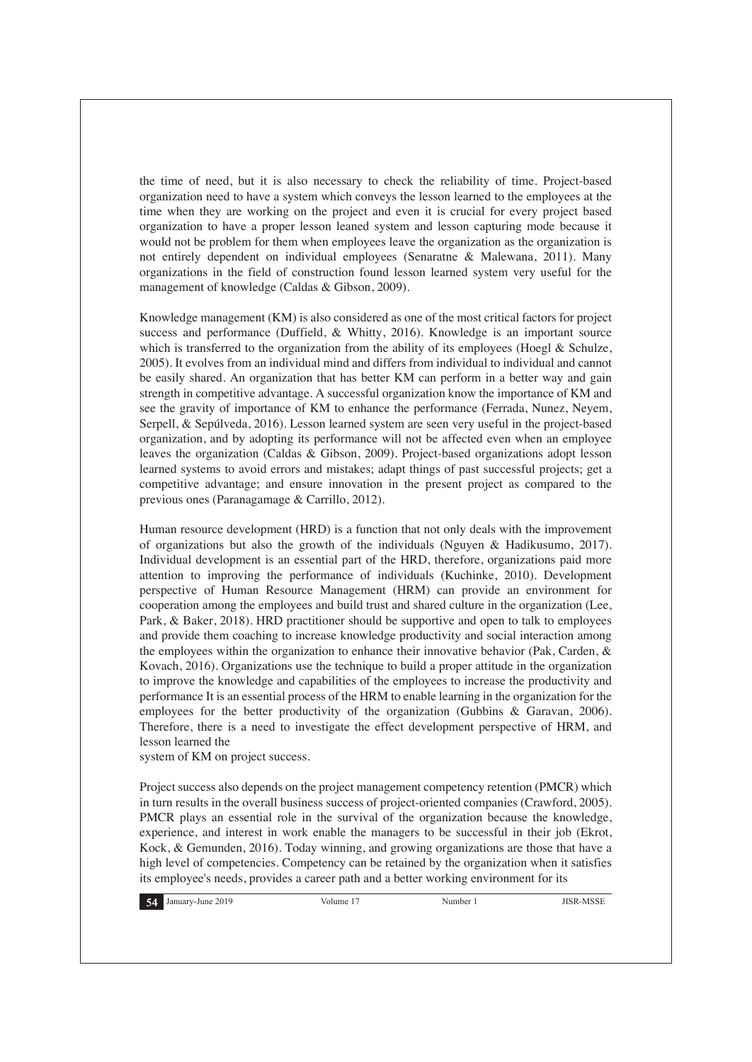the time of need, but it is also necessary to check the reliability of time. Project-based organization need to have a system which conveys the lesson learned to the employees at the time when they are working on the project and even it is crucial for every project based organization to have a proper lesson leaned system and lesson capturing mode because it would not be problem for them when employees leave the organization as the organization is not entirely dependent on individual employees (Senaratne & Malewana, 2011). Many organizations in the field of construction found lesson learned system very useful for the management of knowledge (Caldas & Gibson, 2009).

Knowledge management (KM) is also considered as one of the most critical factors for project success and performance (Duffield, & Whitty, 2016). Knowledge is an important source which is transferred to the organization from the ability of its employees (Hoegl & Schulze, 2005). It evolves from an individual mind and differs from individual to individual and cannot be easily shared. An organization that has better KM can perform in a better way and gain strength in competitive advantage. A successful organization know the importance of KM and see the gravity of importance of KM to enhance the performance (Ferrada, Nunez, Neyem, Serpell, & Sepúlveda, 2016). Lesson learned system are seen very useful in the project-based organization, and by adopting its performance will not be affected even when an employee leaves the organization (Caldas & Gibson, 2009). Project-based organizations adopt lesson learned systems to avoid errors and mistakes; adapt things of past successful projects; get a competitive advantage; and ensure innovation in the present project as compared to the previous ones (Paranagamage & Carrillo, 2012).

Human resource development (HRD) is a function that not only deals with the improvement of organizations but also the growth of the individuals (Nguyen & Hadikusumo, 2017). Individual development is an essential part of the HRD, therefore, organizations paid more attention to improving the performance of individuals (Kuchinke, 2010). Development perspective of Human Resource Management (HRM) can provide an environment for cooperation among the employees and build trust and shared culture in the organization (Lee, Park, & Baker, 2018). HRD practitioner should be supportive and open to talk to employees and provide them coaching to increase knowledge productivity and social interaction among the employees within the organization to enhance their innovative behavior (Pak, Carden, & Kovach, 2016). Organizations use the technique to build a proper attitude in the organization to improve the knowledge and capabilities of the employees to increase the productivity and performance It is an essential process of the HRM to enable learning in the organization for the employees for the better productivity of the organization (Gubbins & Garavan, 2006). Therefore, there is a need to investigate the effect development perspective of HRM, and lesson learned the system of KM on project success.

Project success also depends on the project management competency retention (PMCR) which in turn results in the overall business success of project-oriented companies (Crawford, 2005). PMCR plays an essential role in the survival of the organization because the knowledge, experience, and interest in work enable the managers to be successful in their job (Ekrot, Kock, & Gemunden, 2016). Today winning, and growing organizations are those that have a high level of competencies. Competency can be retained by the organization when it satisfies its employee's needs, provides a career path and a better working environment for its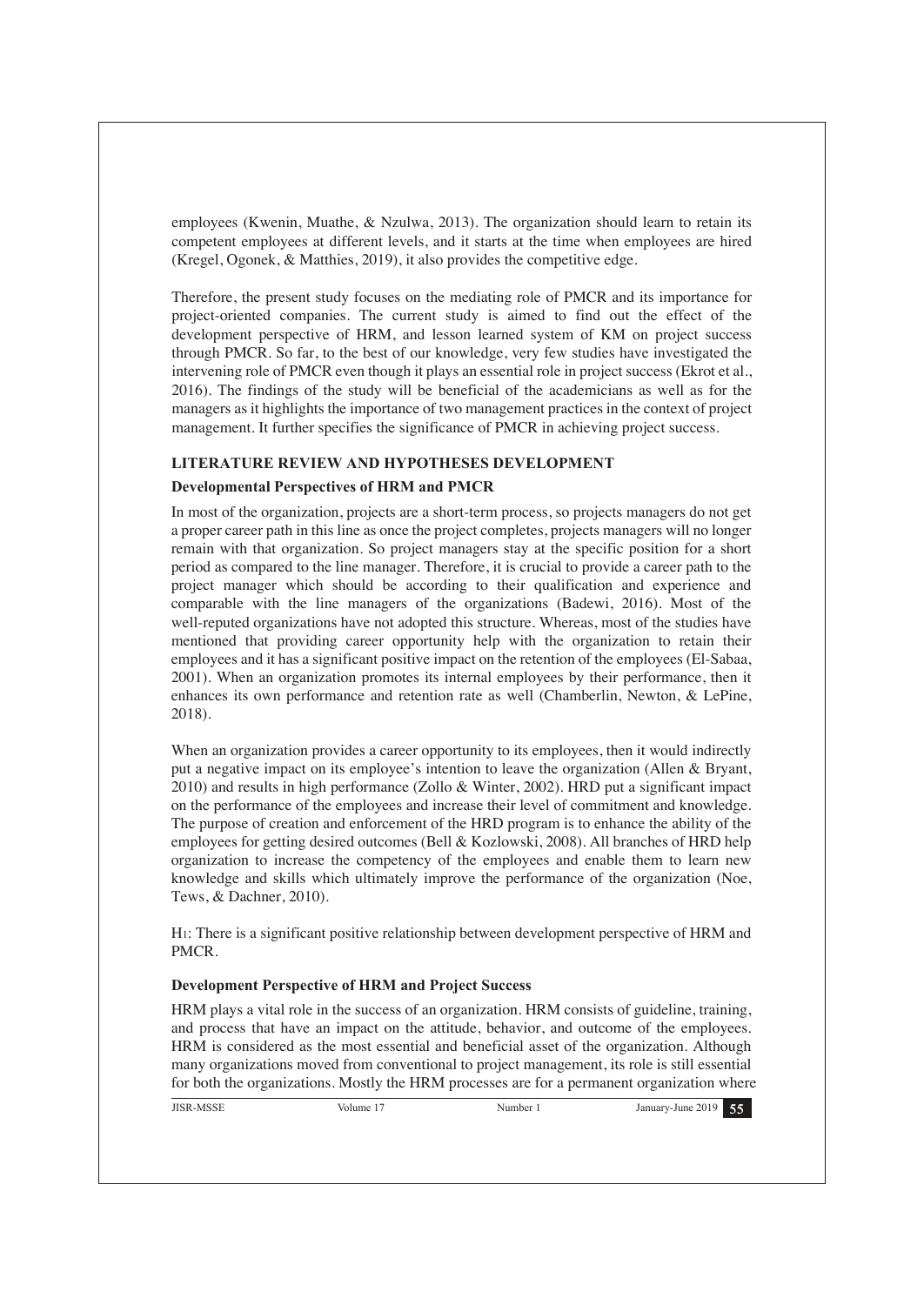employees (Kwenin, Muathe, & Nzulwa, 2013). The organization should learn to retain its competent employees at different levels, and it starts at the time when employees are hired (Kregel, Ogonek, & Matthies, 2019), it also provides the competitive edge.

Therefore, the present study focuses on the mediating role of PMCR and its importance for project-oriented companies. The current study is aimed to find out the effect of the development perspective of HRM, and lesson learned system of KM on project success through PMCR. So far, to the best of our knowledge, very few studies have investigated the intervening role of PMCR even though it plays an essential role in project success (Ekrot et al., 2016). The findings of the study will be beneficial of the academicians as well as for the managers as it highlights the importance of two management practices in the context of project management. It further specifies the significance of PMCR in achieving project success.

## LITERATURE REVIEW AND HYPOTHESES DEVELOPMENT

### Developmental Perspectives of HRM and PMCR

In most of the organization, projects are a short-term process, so projects managers do not get a proper career path in this line as once the project completes, projects managers will no longer remain with that organization. So project managers stay at the specific position for a short period as compared to the line manager. Therefore, it is crucial to provide a career path to the project manager which should be according to their qualification and experience and comparable with the line managers of the organizations (Badewi, 2016). Most of the well-reputed organizations have not adopted this structure. Whereas, most of the studies have mentioned that providing career opportunity help with the organization to retain their employees and it has a significant positive impact on the retention of the employees (El-Sabaa, 2001). When an organization promotes its internal employees by their performance, then it enhances its own performance and retention rate as well (Chamberlin, Newton, & LePine, 2018).

When an organization provides a career opportunity to its employees, then it would indirectly put a negative impact on its employee's intention to leave the organization (Allen & Bryant, 2010) and results in high performance (Zollo & Winter, 2002). HRD put a significant impact on the performance of the employees and increase their level of commitment and knowledge. The purpose of creation and enforcement of the HRD program is to enhance the ability of the employees for getting desired outcomes (Bell & Kozlowski, 2008). All branches of HRD help organization to increase the competency of the employees and enable them to learn new knowledge and skills which ultimately improve the performance of the organization (Noe, Tews, & Dachner, 2010).

$H_1$: There is a significant positive relationship between development perspective of HRM and PMCR.

### Development Perspective of HRM and Project Success

HRM plays a vital role in the success of an organization. HRM consists of guideline, training, and process that have an impact on the attitude, behavior, and outcome of the employees. HRM is considered as the most essential and beneficial asset of the organization. Although many organizations moved from conventional to project management, its role is still essential for both the organizations. Mostly the HRM processes are for a permanent organization where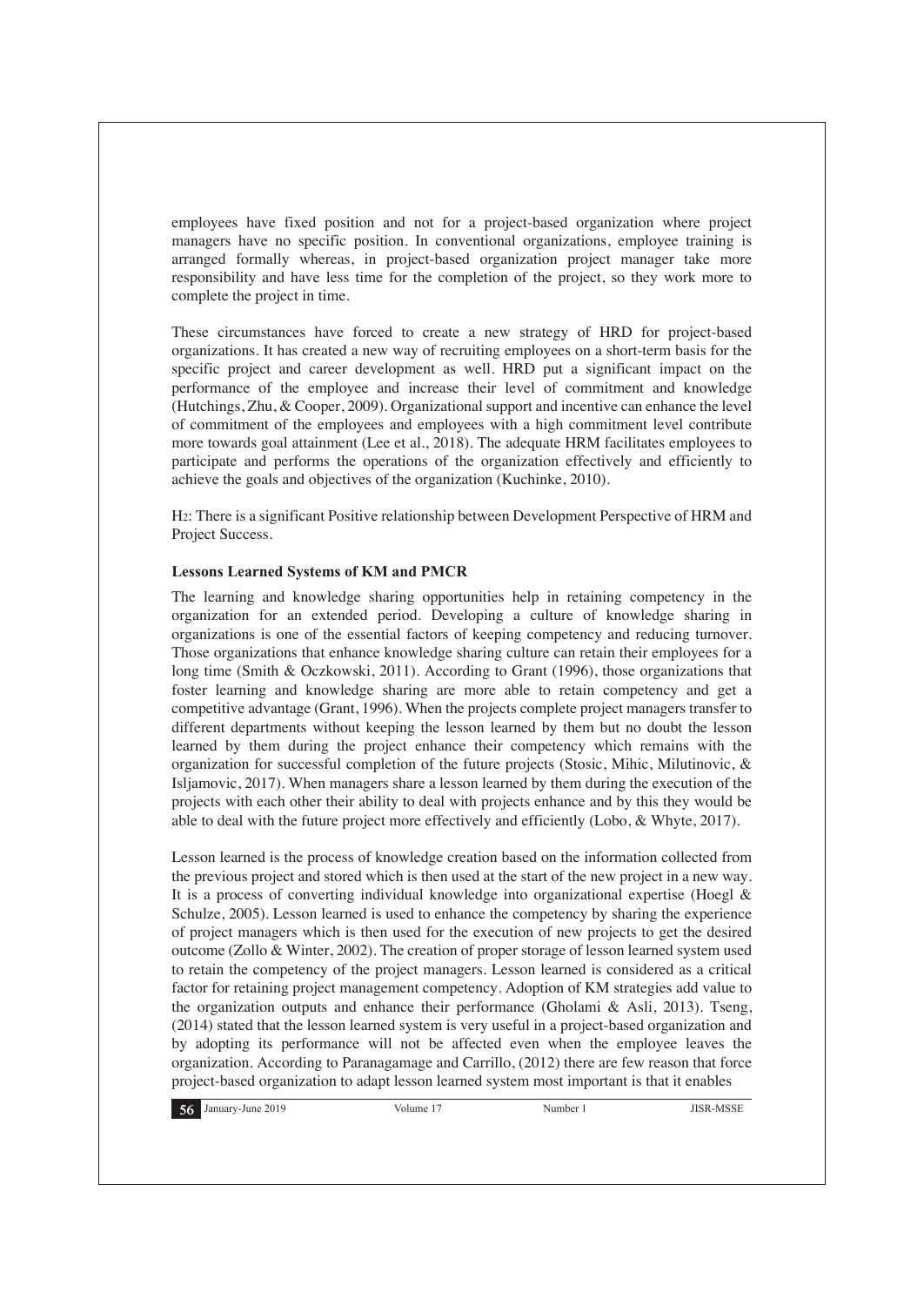employees have fixed position and not for a project-based organization where project managers have no specific position. In conventional organizations, employee training is arranged formally whereas, in project-based organization project manager take more responsibility and have less time for the completion of the project, so they work more to complete the project in time.

These circumstances have forced to create a new strategy of HRD for project-based organizations. It has created a new way of recruiting employees on a short-term basis for the specific project and career development as well. HRD put a significant impact on the performance of the employee and increase their level of commitment and knowledge (Hutchings, Zhu, & Cooper, 2009). Organizational support and incentive can enhance the level of commitment of the employees and employees with a high commitment level contribute more towards goal attainment (Lee et al., 2018). The adequate HRM facilitates employees to participate and performs the operations of the organization effectively and efficiently to achieve the goals and objectives of the organization (Kuchinke, 2010).

H2: There is a significant Positive relationship between Development Perspective of HRM and Project Success.

**Lessons Learned Systems of KM and PMCR**

The learning and knowledge sharing opportunities help in retaining competency in the organization for an extended period. Developing a culture of knowledge sharing in organizations is one of the essential factors of keeping competency and reducing turnover. Those organizations that enhance knowledge sharing culture can retain their employees for a long time (Smith & Oczkowski, 2011). According to Grant (1996), those organizations that foster learning and knowledge sharing are more able to retain competency and get a competitive advantage (Grant, 1996). When the projects complete project managers transfer to different departments without keeping the lesson learned by them but no doubt the lesson learned by them during the project enhance their competency which remains with the organization for successful completion of the future projects (Stosic, Mihic, Milutinovic, & Isljamovic, 2017). When managers share a lesson learned by them during the execution of the projects with each other their ability to deal with projects enhance and by this they would be able to deal with the future project more effectively and efficiently (Lobo, & Whyte, 2017).

Lesson learned is the process of knowledge creation based on the information collected from the previous project and stored which is then used at the start of the new project in a new way. It is a process of converting individual knowledge into organizational expertise (Hoegl & Schulze, 2005). Lesson learned is used to enhance the competency by sharing the experience of project managers which is then used for the execution of new projects to get the desired outcome (Zollo & Winter, 2002). The creation of proper storage of lesson learned system used to retain the competency of the project managers. Lesson learned is considered as a critical factor for retaining project management competency. Adoption of KM strategies add value to the organization outputs and enhance their performance (Gholami & Asli, 2013). Tseng, (2014) stated that the lesson learned system is very useful in a project-based organization and by adopting its performance will not be affected even when the employee leaves the organization. According to Paranagamage and Carrillo, (2012) there are few reason that force project-based organization to adapt lesson learned system most important is that it enables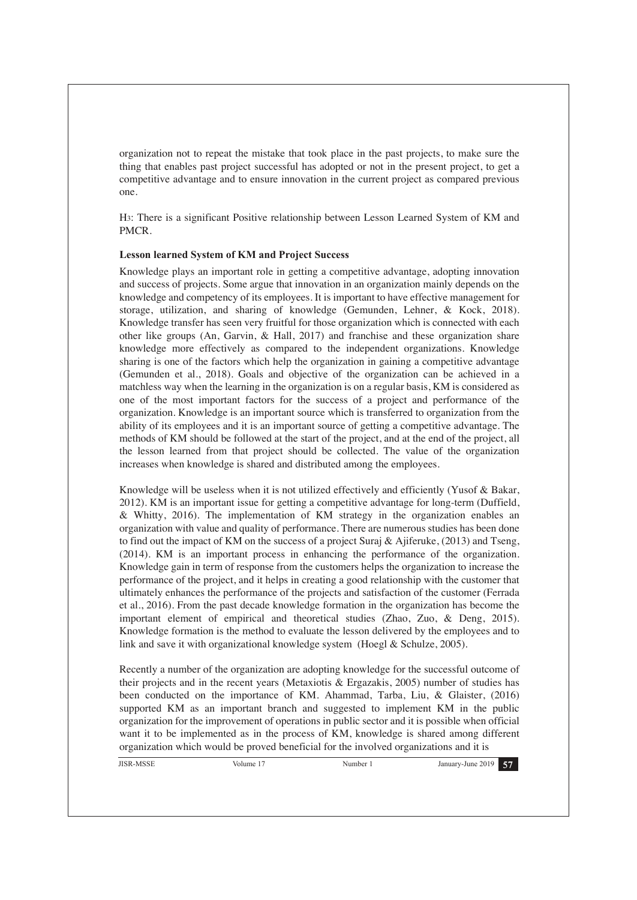organization not to repeat the mistake that took place in the past projects, to make sure the thing that enables past project successful has adopted or not in the present project, to get a competitive advantage and to ensure innovation in the current project as compared previous one.

H3: There is a significant Positive relationship between Lesson Learned System of KM and PMCR.

**Lesson learned System of KM and Project Success**

Knowledge plays an important role in getting a competitive advantage, adopting innovation and success of projects. Some argue that innovation in an organization mainly depends on the knowledge and competency of its employees. It is important to have effective management for storage, utilization, and sharing of knowledge (Gemunden, Lehner, & Kock, 2018). Knowledge transfer has seen very fruitful for those organization which is connected with each other like groups (An, Garvin, & Hall, 2017) and franchise and these organization share knowledge more effectively as compared to the independent organizations. Knowledge sharing is one of the factors which help the organization in gaining a competitive advantage (Gemunden et al., 2018). Goals and objective of the organization can be achieved in a matchless way when the learning in the organization is on a regular basis, KM is considered as one of the most important factors for the success of a project and performance of the organization. Knowledge is an important source which is transferred to organization from the ability of its employees and it is an important source of getting a competitive advantage. The methods of KM should be followed at the start of the project, and at the end of the project, all the lesson learned from that project should be collected. The value of the organization increases when knowledge is shared and distributed among the employees.

Knowledge will be useless when it is not utilized effectively and efficiently (Yusof & Bakar, 2012). KM is an important issue for getting a competitive advantage for long-term (Duffield, & Whitty, 2016). The implementation of KM strategy in the organization enables an organization with value and quality of performance. There are numerous studies has been done to find out the impact of KM on the success of a project Suraj & Ajiferuke, (2013) and Tseng, (2014). KM is an important process in enhancing the performance of the organization. Knowledge gain in term of response from the customers helps the organization to increase the performance of the project, and it helps in creating a good relationship with the customer that ultimately enhances the performance of the projects and satisfaction of the customer (Ferrada et al., 2016). From the past decade knowledge formation in the organization has become the important element of empirical and theoretical studies (Zhao, Zuo, & Deng, 2015). Knowledge formation is the method to evaluate the lesson delivered by the employees and to link and save it with organizational knowledge system (Hoegl & Schulze, 2005).

Recently a number of the organization are adopting knowledge for the successful outcome of their projects and in the recent years (Metaxiotis & Ergazakis, 2005) number of studies has been conducted on the importance of KM. Ahammad, Tarba, Liu, & Glaister, (2016) supported KM as an important branch and suggested to implement KM in the public organization for the improvement of operations in public sector and it is possible when official want it to be implemented as in the process of KM, knowledge is shared among different organization which would be proved beneficial for the involved organizations and it is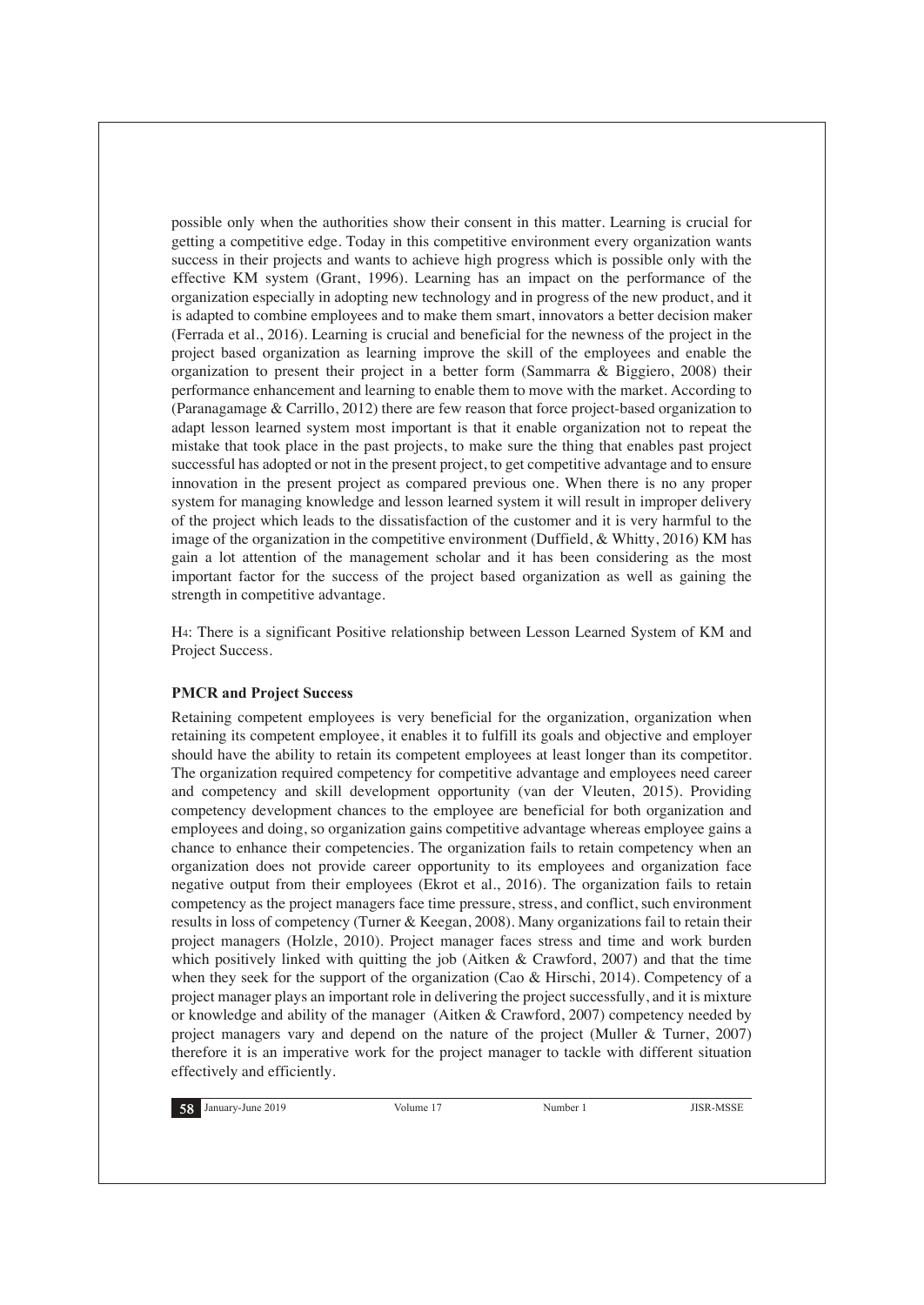possible only when the authorities show their consent in this matter. Learning is crucial for getting a competitive edge. Today in this competitive environment every organization wants success in their projects and wants to achieve high progress which is possible only with the effective KM system (Grant, 1996). Learning has an impact on the performance of the organization especially in adopting new technology and in progress of the new product, and it is adapted to combine employees and to make them smart, innovators a better decision maker (Ferrada et al., 2016). Learning is crucial and beneficial for the newness of the project in the project based organization as learning improve the skill of the employees and enable the organization to present their project in a better form (Sammarra & Biggiero, 2008) their performance enhancement and learning to enable them to move with the market. According to (Paranagamage & Carrillo, 2012) there are few reason that force project-based organization to adapt lesson learned system most important is that it enable organization not to repeat the mistake that took place in the past projects, to make sure the thing that enables past project successful has adopted or not in the present project, to get competitive advantage and to ensure innovation in the present project as compared previous one. When there is no any proper system for managing knowledge and lesson learned system it will result in improper delivery of the project which leads to the dissatisfaction of the customer and it is very harmful to the image of the organization in the competitive environment (Duffield, & Whitty, 2016) KM has gain a lot attention of the management scholar and it has been considering as the most important factor for the success of the project based organization as well as gaining the strength in competitive advantage.

H4: There is a significant Positive relationship between Lesson Learned System of KM and Project Success.

**PMCR and Project Success**

Retaining competent employees is very beneficial for the organization, organization when retaining its competent employee, it enables it to fulfill its goals and objective and employer should have the ability to retain its competent employees at least longer than its competitor. The organization required competency for competitive advantage and employees need career and competency and skill development opportunity (van der Vleuten, 2015). Providing competency development chances to the employee are beneficial for both organization and employees and doing, so organization gains competitive advantage whereas employee gains a chance to enhance their competencies. The organization fails to retain competency when an organization does not provide career opportunity to its employees and organization face negative output from their employees (Ekrot et al., 2016). The organization fails to retain competency as the project managers face time pressure, stress, and conflict, such environment results in loss of competency (Turner & Keegan, 2008). Many organizations fail to retain their project managers (Holzle, 2010). Project manager faces stress and time and work burden which positively linked with quitting the job (Aitken & Crawford, 2007) and that the time when they seek for the support of the organization (Cao & Hirschi, 2014). Competency of a project manager plays an important role in delivering the project successfully, and it is mixture or knowledge and ability of the manager (Aitken & Crawford, 2007) competency needed by project managers vary and depend on the nature of the project (Muller & Turner, 2007) therefore it is an imperative work for the project manager to tackle with different situation effectively and efficiently.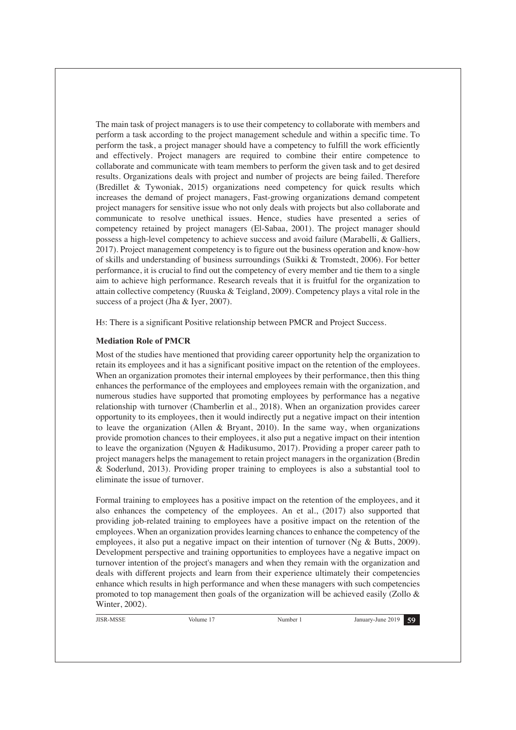The main task of project managers is to use their competency to collaborate with members and perform a task according to the project management schedule and within a specific time. To perform the task, a project manager should have a competency to fulfill the work efficiently and effectively. Project managers are required to combine their entire competence to collaborate and communicate with team members to perform the given task and to get desired results. Organizations deals with project and number of projects are being failed. Therefore (Bredillet & Tywoniak, 2015) organizations need competency for quick results which increases the demand of project managers, Fast-growing organizations demand competent project managers for sensitive issue who not only deals with projects but also collaborate and communicate to resolve unethical issues. Hence, studies have presented a series of competency retained by project managers (El-Sabaa, 2001). The project manager should possess a high-level competency to achieve success and avoid failure (Marabelli, & Galliers, 2017). Project management competency is to figure out the business operation and know-how of skills and understanding of business surroundings (Suikki & Tromstedt, 2006). For better performance, it is crucial to find out the competency of every member and tie them to a single aim to achieve high performance. Research reveals that it is fruitful for the organization to attain collective competency (Ruuska & Teigland, 2009). Competency plays a vital role in the success of a project (Jha & Iyer, 2007).

$H_5$: There is a significant Positive relationship between PMCR and Project Success.

**Mediation Role of PMCR**

Most of the studies have mentioned that providing career opportunity help the organization to retain its employees and it has a significant positive impact on the retention of the employees. When an organization promotes their internal employees by their performance, then this thing enhances the performance of the employees and employees remain with the organization, and numerous studies have supported that promoting employees by performance has a negative relationship with turnover (Chamberlin et al., 2018). When an organization provides career opportunity to its employees, then it would indirectly put a negative impact on their intention to leave the organization (Allen & Bryant, 2010). In the same way, when organizations provide promotion chances to their employees, it also put a negative impact on their intention to leave the organization (Nguyen & Hadikusumo, 2017). Providing a proper career path to project managers helps the management to retain project managers in the organization (Bredin & Soderlund, 2013). Providing proper training to employees is also a substantial tool to eliminate the issue of turnover.

Formal training to employees has a positive impact on the retention of the employees, and it also enhances the competency of the employees. An et al., (2017) also supported that providing job-related training to employees have a positive impact on the retention of the employees. When an organization provides learning chances to enhance the competency of the employees, it also put a negative impact on their intention of turnover (Ng & Butts, 2009). Development perspective and training opportunities to employees have a negative impact on turnover intention of the project's managers and when they remain with the organization and deals with different projects and learn from their experience ultimately their competencies enhance which results in high performance and when these managers with such competencies promoted to top management then goals of the organization will be achieved easily (Zollo & Winter, 2002).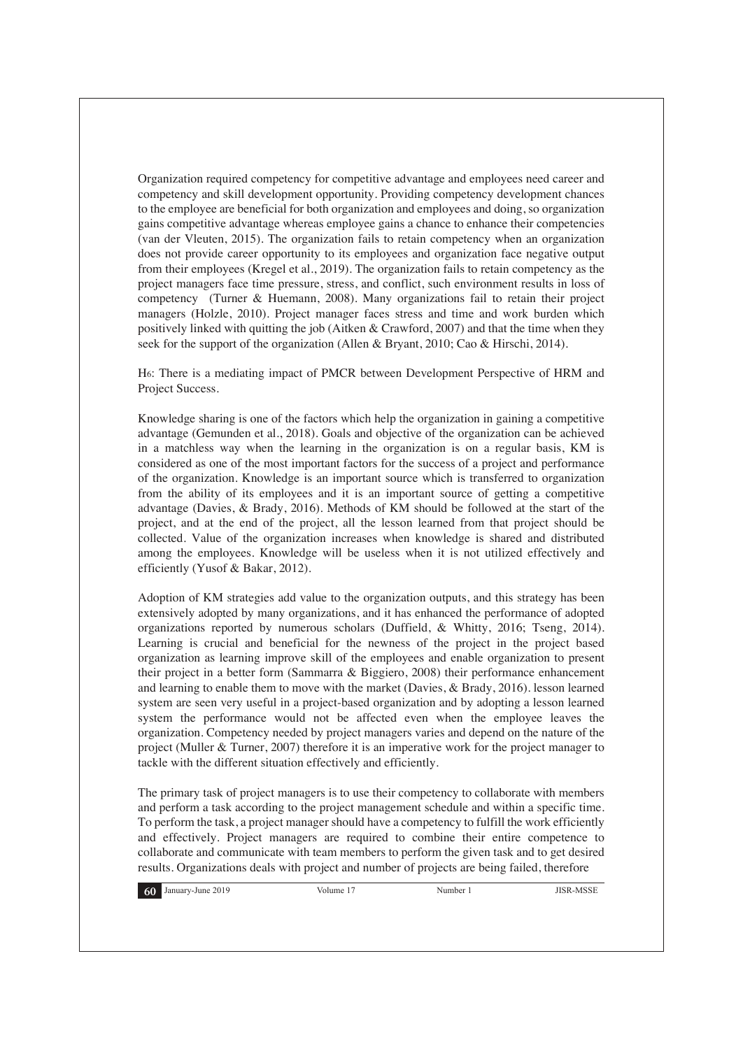Organization required competency for competitive advantage and employees need career and competency and skill development opportunity. Providing competency development chances to the employee are beneficial for both organization and employees and doing, so organization gains competitive advantage whereas employee gains a chance to enhance their competencies (van der Vleuten, 2015). The organization fails to retain competency when an organization does not provide career opportunity to its employees and organization face negative output from their employees (Kregel et al., 2019). The organization fails to retain competency as the project managers face time pressure, stress, and conflict, such environment results in loss of competency  (Turner & Huemann, 2008). Many organizations fail to retain their project managers (Holzle, 2010). Project manager faces stress and time and work burden which positively linked with quitting the job (Aitken & Crawford, 2007) and that the time when they seek for the support of the organization (Allen & Bryant, 2010; Cao & Hirschi, 2014).

H6: There is a mediating impact of PMCR between Development Perspective of HRM and Project Success.

Knowledge sharing is one of the factors which help the organization in gaining a competitive advantage (Gemunden et al., 2018). Goals and objective of the organization can be achieved in a matchless way when the learning in the organization is on a regular basis, KM is considered as one of the most important factors for the success of a project and performance of the organization. Knowledge is an important source which is transferred to organization from the ability of its employees and it is an important source of getting a competitive advantage (Davies, & Brady, 2016). Methods of KM should be followed at the start of the project, and at the end of the project, all the lesson learned from that project should be collected. Value of the organization increases when knowledge is shared and distributed among the employees. Knowledge will be useless when it is not utilized effectively and efficiently (Yusof & Bakar, 2012).

Adoption of KM strategies add value to the organization outputs, and this strategy has been extensively adopted by many organizations, and it has enhanced the performance of adopted organizations reported by numerous scholars (Duffield, & Whitty, 2016; Tseng, 2014). Learning is crucial and beneficial for the newness of the project in the project based organization as learning improve skill of the employees and enable organization to present their project in a better form (Sammarra & Biggiero, 2008) their performance enhancement and learning to enable them to move with the market (Davies, & Brady, 2016). lesson learned system are seen very useful in a project-based organization and by adopting a lesson learned system the performance would not be affected even when the employee leaves the organization. Competency needed by project managers varies and depend on the nature of the project (Muller & Turner, 2007) therefore it is an imperative work for the project manager to tackle with the different situation effectively and efficiently.

The primary task of project managers is to use their competency to collaborate with members and perform a task according to the project management schedule and within a specific time. To perform the task, a project manager should have a competency to fulfill the work efficiently and effectively. Project managers are required to combine their entire competence to collaborate and communicate with team members to perform the given task and to get desired results. Organizations deals with project and number of projects are being failed, therefore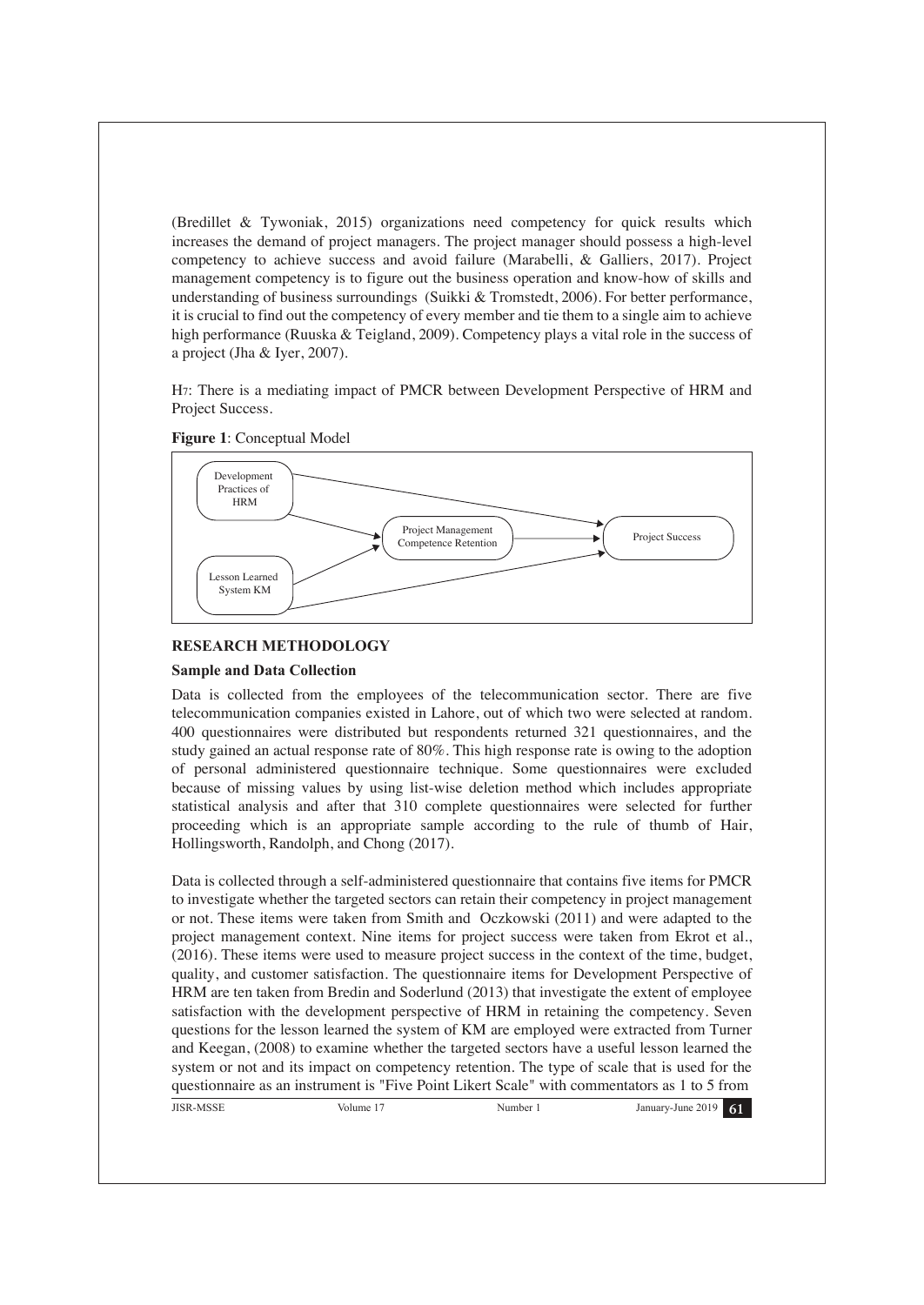(Bredillet & Tywoniak, 2015) organizations need competency for quick results which increases the demand of project managers. The project manager should possess a high-level competency to achieve success and avoid failure (Marabelli, & Galliers, 2017). Project management competency is to figure out the business operation and know-how of skills and understanding of business surroundings (Suikki & Tromstedt, 2006). For better performance, it is crucial to find out the competency of every member and tie them to a single aim to achieve high performance (Ruuska & Teigland, 2009). Competency plays a vital role in the success of a project (Jha & Iyer, 2007).

H7: There is a mediating impact of PMCR between Development Perspective of HRM and Project Success.

**Figure 1**: Conceptual Model

Development Practices of HRM → Project Management Competence Retention → Project Success

Lesson Learned System KM → Project Management Competence Retention

Development Practices of HRM → Project Success

Lesson Learned System KM → Project Success

## RESEARCH METHODOLOGY

### Sample and Data Collection

Data is collected from the employees of the telecommunication sector. There are five telecommunication companies existed in Lahore, out of which two were selected at random. 400 questionnaires were distributed but respondents returned 321 questionnaires, and the study gained an actual response rate of 80%. This high response rate is owing to the adoption of personal administered questionnaire technique. Some questionnaires were excluded because of missing values by using list-wise deletion method which includes appropriate statistical analysis and after that 310 complete questionnaires were selected for further proceeding which is an appropriate sample according to the rule of thumb of Hair, Hollingsworth, Randolph, and Chong (2017).

Data is collected through a self-administered questionnaire that contains five items for PMCR to investigate whether the targeted sectors can retain their competency in project management or not. These items were taken from Smith and Oczkowski (2011) and were adapted to the project management context. Nine items for project success were taken from Ekrot et al., (2016). These items were used to measure project success in the context of the time, budget, quality, and customer satisfaction. The questionnaire items for Development Perspective of HRM are ten taken from Bredin and Soderlund (2013) that investigate the extent of employee satisfaction with the development perspective of HRM in retaining the competency. Seven questions for the lesson learned the system of KM are employed were extracted from Turner and Keegan, (2008) to examine whether the targeted sectors have a useful lesson learned the system or not and its impact on competency retention. The type of scale that is used for the questionnaire as an instrument is "Five Point Likert Scale" with commentators as 1 to 5 from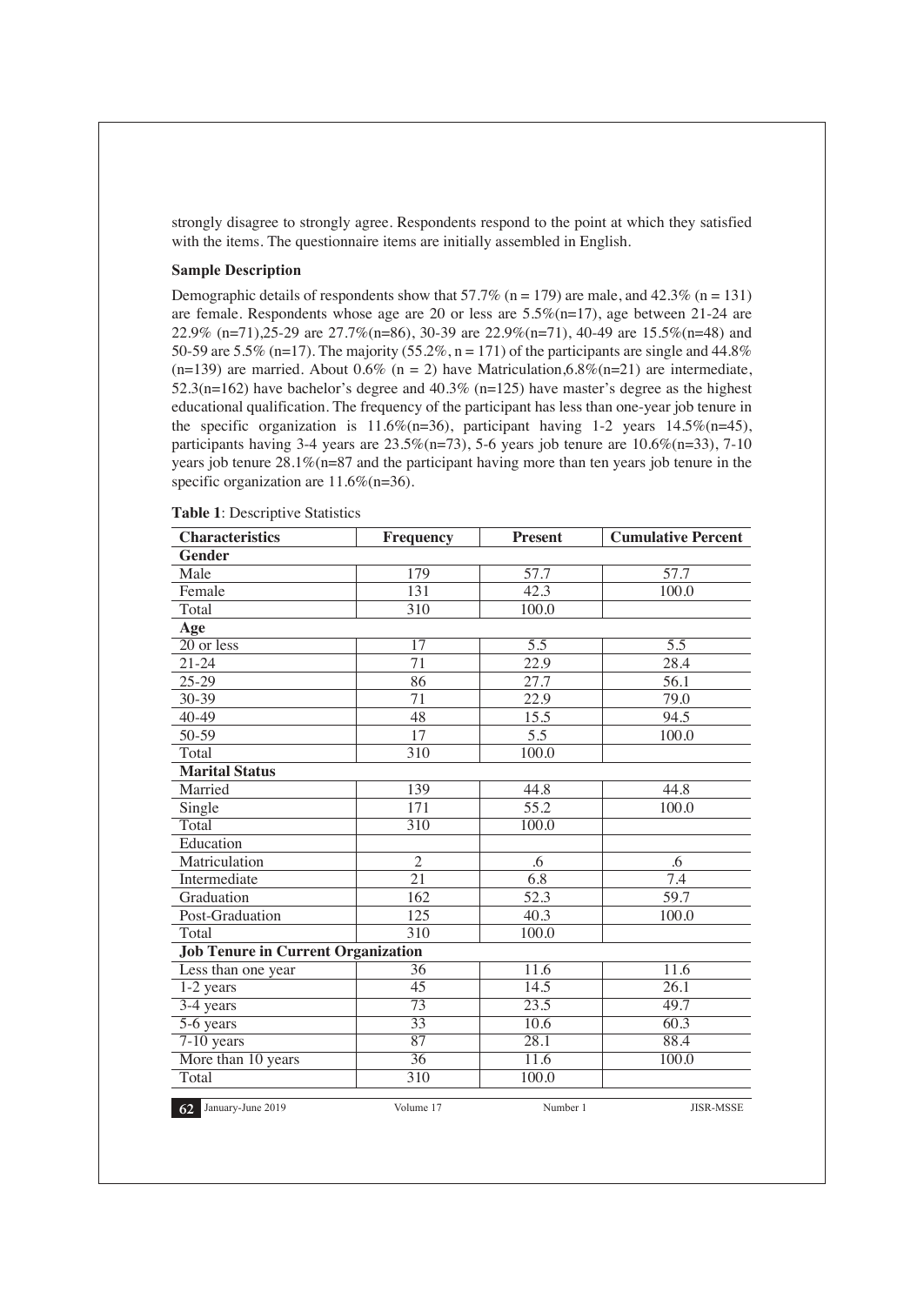strongly disagree to strongly agree. Respondents respond to the point at which they satisfied with the items. The questionnaire items are initially assembled in English.

**Sample Description**

Demographic details of respondents show that 57.7% (n = 179) are male, and 42.3% (n = 131) are female. Respondents whose age are 20 or less are 5.5%(n=17), age between 21-24 are 22.9% (n=71),25-29 are 27.7%(n=86), 30-39 are 22.9%(n=71), 40-49 are 15.5%(n=48) and 50-59 are 5.5% (n=17). The majority (55.2%, n = 171) of the participants are single and 44.8% (n=139) are married. About 0.6% (n = 2) have Matriculation,6.8%(n=21) are intermediate, 52.3(n=162) have bachelor's degree and 40.3% (n=125) have master's degree as the highest educational qualification. The frequency of the participant has less than one-year job tenure in the specific organization is 11.6%(n=36), participant having 1-2 years 14.5%(n=45), participants having 3-4 years are 23.5%(n=73), 5-6 years job tenure are 10.6%(n=33), 7-10 years job tenure 28.1%(n=87 and the participant having more than ten years job tenure in the specific organization are 11.6%(n=36).

**Table 1**: Descriptive Statistics

| Characteristics | Frequency | Present | Cumulative Percent |
|---|---|---|---|
| **Gender** | | | |
| Male | 179 | 57.7 | 57.7 |
| Female | 131 | 42.3 | 100.0 |
| Total | 310 | 100.0 | |
| **Age** | | | |
| 20 or less | 17 | 5.5 | 5.5 |
| 21-24 | 71 | 22.9 | 28.4 |
| 25-29 | 86 | 27.7 | 56.1 |
| 30-39 | 71 | 22.9 | 79.0 |
| 40-49 | 48 | 15.5 | 94.5 |
| 50-59 | 17 | 5.5 | 100.0 |
| Total | 310 | 100.0 | |
| **Marital Status** | | | |
| Married | 139 | 44.8 | 44.8 |
| Single | 171 | 55.2 | 100.0 |
| Total | 310 | 100.0 | |
| Education | | | |
| Matriculation | 2 | .6 | .6 |
| Intermediate | 21 | 6.8 | 7.4 |
| Graduation | 162 | 52.3 | 59.7 |
| Post-Graduation | 125 | 40.3 | 100.0 |
| Total | 310 | 100.0 | |
| **Job Tenure in Current Organization** | | | |
| Less than one year | 36 | 11.6 | 11.6 |
| 1-2 years | 45 | 14.5 | 26.1 |
| 3-4 years | 73 | 23.5 | 49.7 |
| 5-6 years | 33 | 10.6 | 60.3 |
| 7-10 years | 87 | 28.1 | 88.4 |
| More than 10 years | 36 | 11.6 | 100.0 |
| Total | 310 | 100.0 | |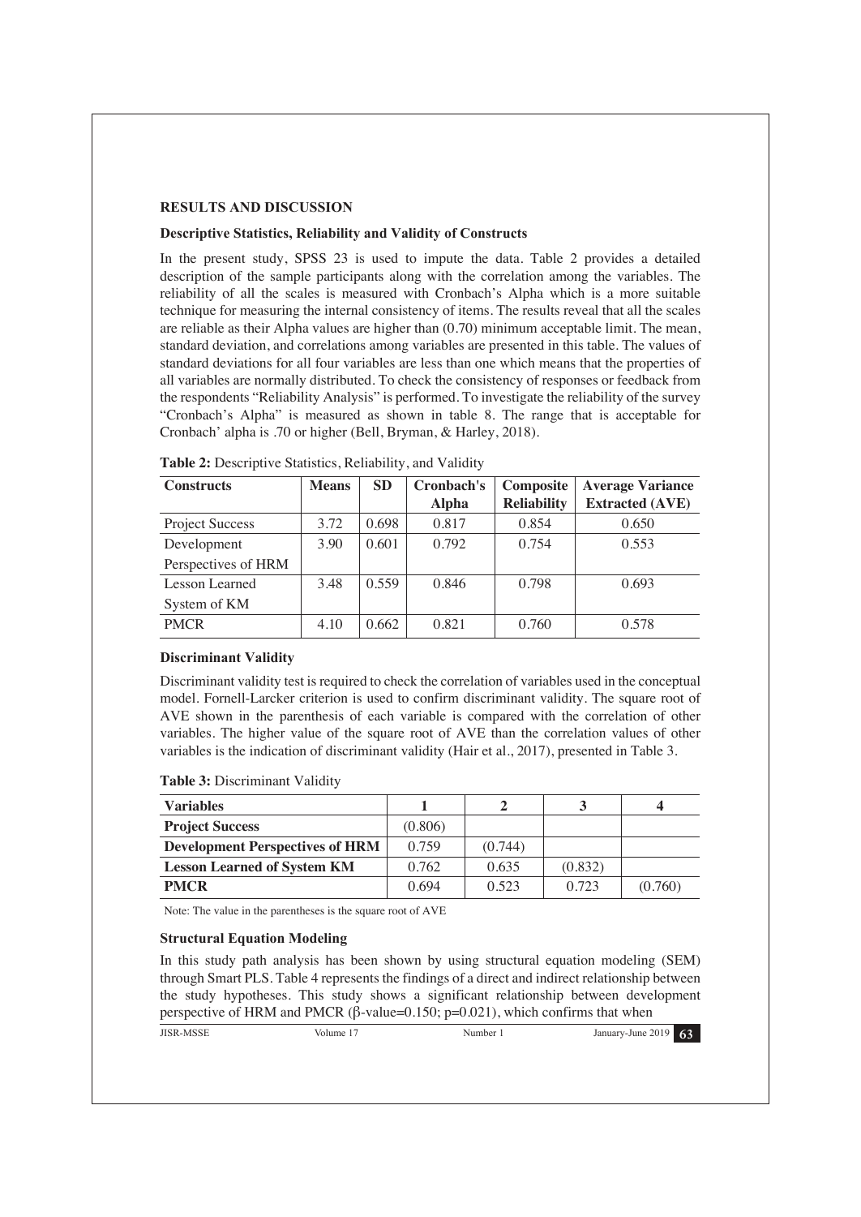## RESULTS AND DISCUSSION

### Descriptive Statistics, Reliability and Validity of Constructs

In the present study, SPSS 23 is used to impute the data. Table 2 provides a detailed description of the sample participants along with the correlation among the variables. The reliability of all the scales is measured with Cronbach's Alpha which is a more suitable technique for measuring the internal consistency of items. The results reveal that all the scales are reliable as their Alpha values are higher than (0.70) minimum acceptable limit. The mean, standard deviation, and correlations among variables are presented in this table. The values of standard deviations for all four variables are less than one which means that the properties of all variables are normally distributed. To check the consistency of responses or feedback from the respondents "Reliability Analysis" is performed. To investigate the reliability of the survey "Cronbach's Alpha" is measured as shown in table 8. The range that is acceptable for Cronbach' alpha is .70 or higher (Bell, Bryman, & Harley, 2018).

**Table 2:** Descriptive Statistics, Reliability, and Validity

| Constructs | Means | SD | Cronbach's Alpha | Composite Reliability | Average Variance Extracted (AVE) |
|---|---|---|---|---|---|
| Project Success | 3.72 | 0.698 | 0.817 | 0.854 | 0.650 |
| Development Perspectives of HRM | 3.90 | 0.601 | 0.792 | 0.754 | 0.553 |
| Lesson Learned System of KM | 3.48 | 0.559 | 0.846 | 0.798 | 0.693 |
| PMCR | 4.10 | 0.662 | 0.821 | 0.760 | 0.578 |

### Discriminant Validity

Discriminant validity test is required to check the correlation of variables used in the conceptual model. Fornell-Larcker criterion is used to confirm discriminant validity. The square root of AVE shown in the parenthesis of each variable is compared with the correlation of other variables. The higher value of the square root of AVE than the correlation values of other variables is the indication of discriminant validity (Hair et al., 2017), presented in Table 3.

**Table 3:** Discriminant Validity

| Variables | 1 | 2 | 3 | 4 |
|---|---|---|---|---|
| **Project Success** | (0.806) | | | |
| **Development Perspectives of HRM** | 0.759 | (0.744) | | |
| **Lesson Learned of System KM** | 0.762 | 0.635 | (0.832) | |
| **PMCR** | 0.694 | 0.523 | 0.723 | (0.760) |

Note: The value in the parentheses is the square root of AVE

### Structural Equation Modeling

In this study path analysis has been shown by using structural equation modeling (SEM) through Smart PLS. Table 4 represents the findings of a direct and indirect relationship between the study hypotheses. This study shows a significant relationship between development perspective of HRM and PMCR ($\beta$-value=0.150; p=0.021), which confirms that when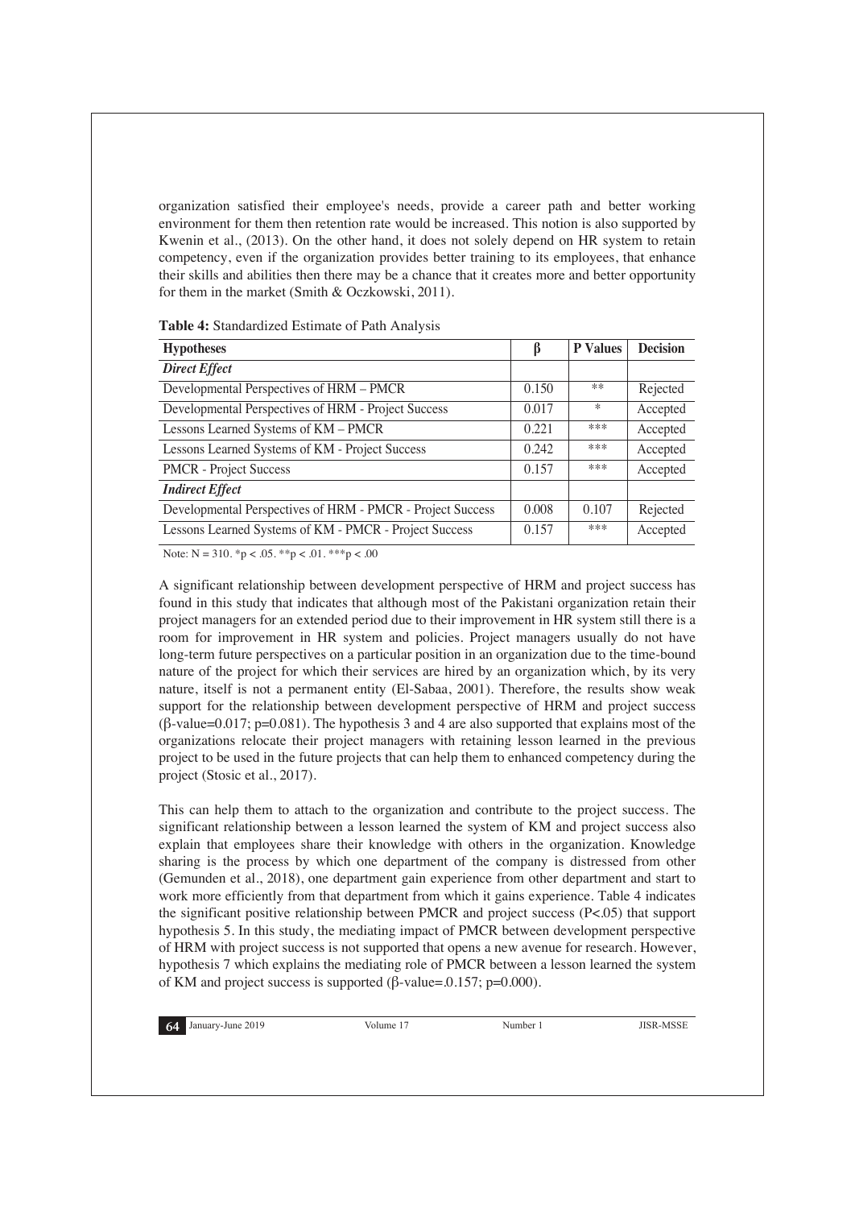organization satisfied their employee's needs, provide a career path and better working environment for them then retention rate would be increased. This notion is also supported by Kwenin et al., (2013). On the other hand, it does not solely depend on HR system to retain competency, even if the organization provides better training to its employees, that enhance their skills and abilities then there may be a chance that it creates more and better opportunity for them in the market (Smith & Oczkowski, 2011).

**Table 4:** Standardized Estimate of Path Analysis

| Hypotheses | β | P Values | Decision |
|---|---|---|---|
| ***Direct Effect*** | | | |
| Developmental Perspectives of HRM – PMCR | 0.150 | ** | Rejected |
| Developmental Perspectives of HRM - Project Success | 0.017 | * | Accepted |
| Lessons Learned Systems of KM – PMCR | 0.221 | *** | Accepted |
| Lessons Learned Systems of KM - Project Success | 0.242 | *** | Accepted |
| PMCR - Project Success | 0.157 | *** | Accepted |
| ***Indirect Effect*** | | | |
| Developmental Perspectives of HRM - PMCR - Project Success | 0.008 | 0.107 | Rejected |
| Lessons Learned Systems of KM - PMCR - Project Success | 0.157 | *** | Accepted |

Note: N = 310. *p < .05. **p < .01. ***p < .00

A significant relationship between development perspective of HRM and project success has found in this study that indicates that although most of the Pakistani organization retain their project managers for an extended period due to their improvement in HR system still there is a room for improvement in HR system and policies. Project managers usually do not have long-term future perspectives on a particular position in an organization due to the time-bound nature of the project for which their services are hired by an organization which, by its very nature, itself is not a permanent entity (El-Sabaa, 2001). Therefore, the results show weak support for the relationship between development perspective of HRM and project success (β-value=0.017; p=0.081). The hypothesis 3 and 4 are also supported that explains most of the organizations relocate their project managers with retaining lesson learned in the previous project to be used in the future projects that can help them to enhanced competency during the project (Stosic et al., 2017).

This can help them to attach to the organization and contribute to the project success. The significant relationship between a lesson learned the system of KM and project success also explain that employees share their knowledge with others in the organization. Knowledge sharing is the process by which one department of the company is distressed from other (Gemunden et al., 2018), one department gain experience from other department and start to work more efficiently from that department from which it gains experience. Table 4 indicates the significant positive relationship between PMCR and project success (P<.05) that support hypothesis 5. In this study, the mediating impact of PMCR between development perspective of HRM with project success is not supported that opens a new avenue for research. However, hypothesis 7 which explains the mediating role of PMCR between a lesson learned the system of KM and project success is supported (β-value=.0.157; p=0.000).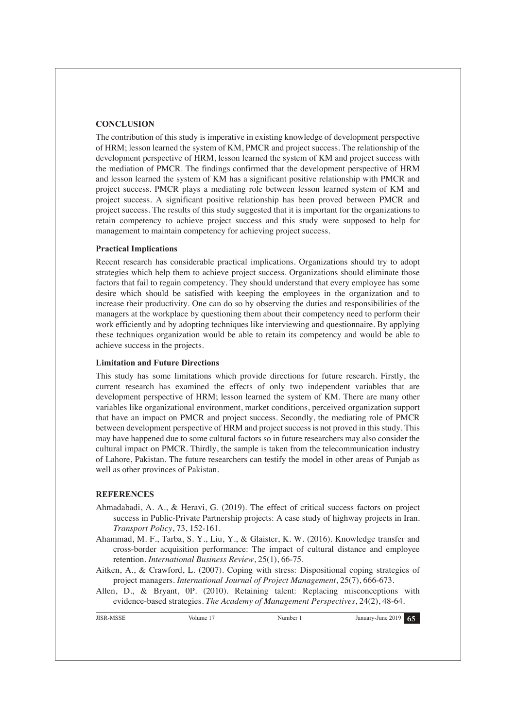## CONCLUSION

The contribution of this study is imperative in existing knowledge of development perspective of HRM; lesson learned the system of KM, PMCR and project success. The relationship of the development perspective of HRM, lesson learned the system of KM and project success with the mediation of PMCR. The findings confirmed that the development perspective of HRM and lesson learned the system of KM has a significant positive relationship with PMCR and project success. PMCR plays a mediating role between lesson learned system of KM and project success. A significant positive relationship has been proved between PMCR and project success. The results of this study suggested that it is important for the organizations to retain competency to achieve project success and this study were supposed to help for management to maintain competency for achieving project success.

### Practical Implications

Recent research has considerable practical implications. Organizations should try to adopt strategies which help them to achieve project success. Organizations should eliminate those factors that fail to regain competency. They should understand that every employee has some desire which should be satisfied with keeping the employees in the organization and to increase their productivity. One can do so by observing the duties and responsibilities of the managers at the workplace by questioning them about their competency need to perform their work efficiently and by adopting techniques like interviewing and questionnaire. By applying these techniques organization would be able to retain its competency and would be able to achieve success in the projects.

### Limitation and Future Directions

This study has some limitations which provide directions for future research. Firstly, the current research has examined the effects of only two independent variables that are development perspective of HRM; lesson learned the system of KM. There are many other variables like organizational environment, market conditions, perceived organization support that have an impact on PMCR and project success. Secondly, the mediating role of PMCR between development perspective of HRM and project success is not proved in this study. This may have happened due to some cultural factors so in future researchers may also consider the cultural impact on PMCR. Thirdly, the sample is taken from the telecommunication industry of Lahore, Pakistan. The future researchers can testify the model in other areas of Punjab as well as other provinces of Pakistan.

## REFERENCES

Ahmadabadi, A. A., & Heravi, G. (2019). The effect of critical success factors on project success in Public-Private Partnership projects: A case study of highway projects in Iran. *Transport Policy*, 73, 152-161.

Ahammad, M. F., Tarba, S. Y., Liu, Y., & Glaister, K. W. (2016). Knowledge transfer and cross-border acquisition performance: The impact of cultural distance and employee retention. *International Business Review*, 25(1), 66-75.

Aitken, A., & Crawford, L. (2007). Coping with stress: Dispositional coping strategies of project managers. *International Journal of Project Management*, 25(7), 666-673.

Allen, D., & Bryant, 0P. (2010). Retaining talent: Replacing misconceptions with evidence-based strategies. *The Academy of Management Perspectives*, 24(2), 48-64.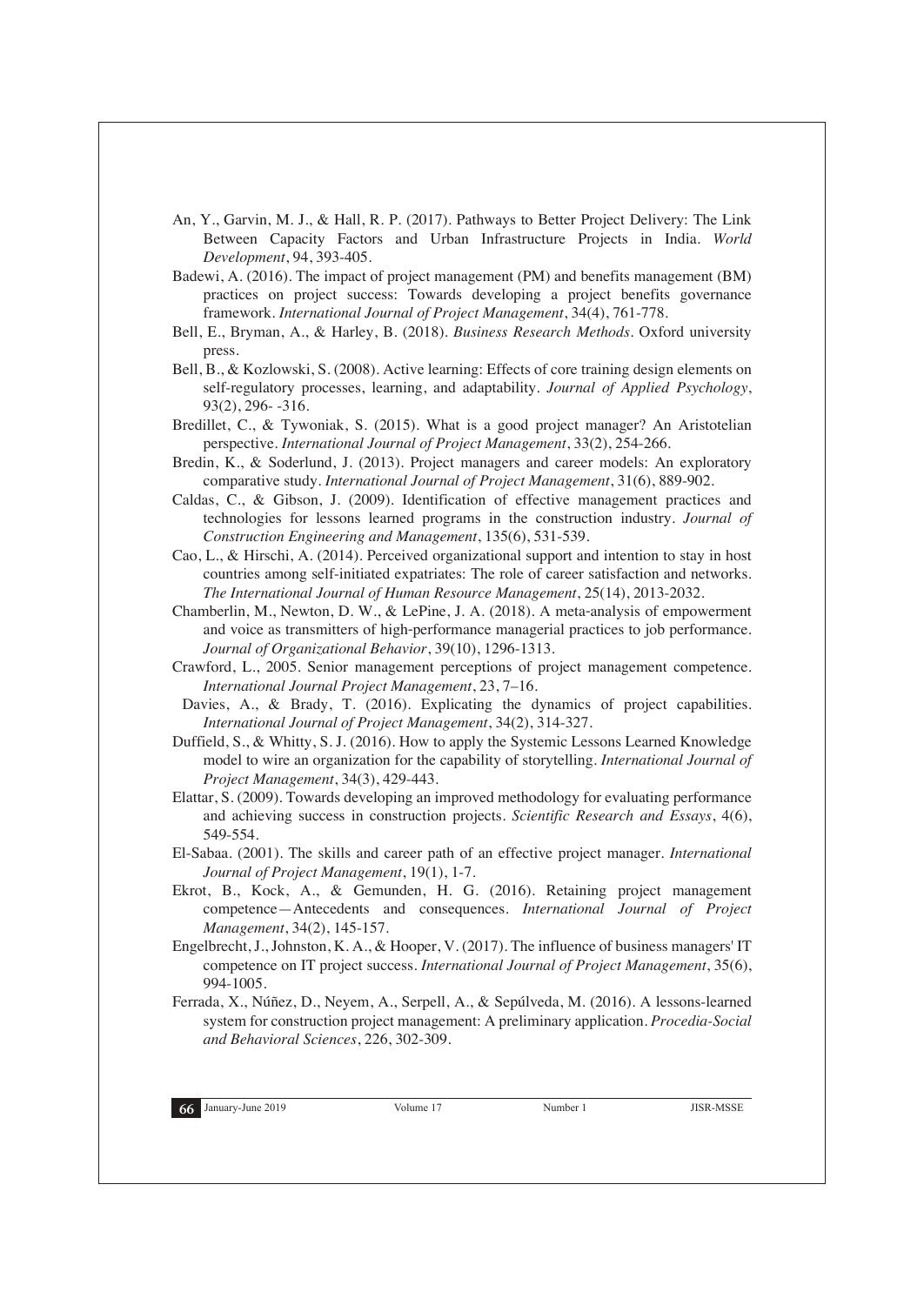An, Y., Garvin, M. J., & Hall, R. P. (2017). Pathways to Better Project Delivery: The Link Between Capacity Factors and Urban Infrastructure Projects in India. *World Development*, 94, 393-405.

Badewi, A. (2016). The impact of project management (PM) and benefits management (BM) practices on project success: Towards developing a project benefits governance framework. *International Journal of Project Management*, 34(4), 761-778.

Bell, E., Bryman, A., & Harley, B. (2018). *Business Research Methods*. Oxford university press.

Bell, B., & Kozlowski, S. (2008). Active learning: Effects of core training design elements on self-regulatory processes, learning, and adaptability. *Journal of Applied Psychology*, 93(2), 296- -316.

Bredillet, C., & Tywoniak, S. (2015). What is a good project manager? An Aristotelian perspective. *International Journal of Project Management*, 33(2), 254-266.

Bredin, K., & Soderlund, J. (2013). Project managers and career models: An exploratory comparative study. *International Journal of Project Management*, 31(6), 889-902.

Caldas, C., & Gibson, J. (2009). Identification of effective management practices and technologies for lessons learned programs in the construction industry. *Journal of Construction Engineering and Management*, 135(6), 531-539.

Cao, L., & Hirschi, A. (2014). Perceived organizational support and intention to stay in host countries among self-initiated expatriates: The role of career satisfaction and networks. *The International Journal of Human Resource Management*, 25(14), 2013-2032.

Chamberlin, M., Newton, D. W., & LePine, J. A. (2018). A meta-analysis of empowerment and voice as transmitters of high-performance managerial practices to job performance. *Journal of Organizational Behavior*, 39(10), 1296-1313.

Crawford, L., 2005. Senior management perceptions of project management competence. *International Journal Project Management*, 23, 7–16.

Davies, A., & Brady, T. (2016). Explicating the dynamics of project capabilities. *International Journal of Project Management*, 34(2), 314-327.

Duffield, S., & Whitty, S. J. (2016). How to apply the Systemic Lessons Learned Knowledge model to wire an organization for the capability of storytelling. *International Journal of Project Management*, 34(3), 429-443.

Elattar, S. (2009). Towards developing an improved methodology for evaluating performance and achieving success in construction projects. *Scientific Research and Essays*, 4(6), 549-554.

El-Sabaa. (2001). The skills and career path of an effective project manager. *International Journal of Project Management*, 19(1), 1-7.

Ekrot, B., Kock, A., & Gemunden, H. G. (2016). Retaining project management competence—Antecedents and consequences. *International Journal of Project Management*, 34(2), 145-157.

Engelbrecht, J., Johnston, K. A., & Hooper, V. (2017). The influence of business managers' IT competence on IT project success. *International Journal of Project Management*, 35(6), 994-1005.

Ferrada, X., Núñez, D., Neyem, A., Serpell, A., & Sepúlveda, M. (2016). A lessons-learned system for construction project management: A preliminary application. *Procedia-Social and Behavioral Sciences*, 226, 302-309.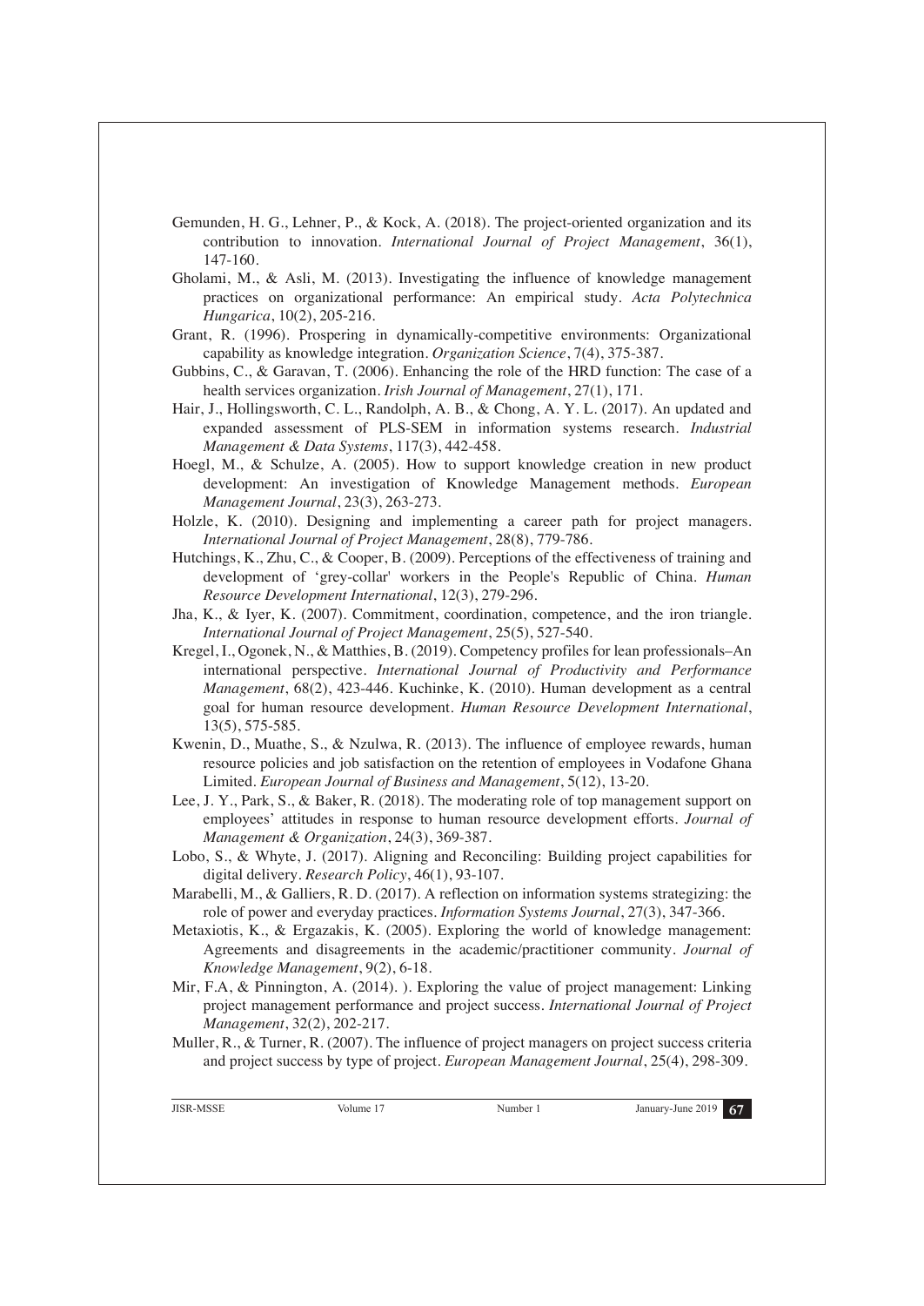Gemunden, H. G., Lehner, P., & Kock, A. (2018). The project-oriented organization and its contribution to innovation. *International Journal of Project Management*, 36(1), 147-160.

Gholami, M., & Asli, M. (2013). Investigating the influence of knowledge management practices on organizational performance: An empirical study. *Acta Polytechnica Hungarica*, 10(2), 205-216.

Grant, R. (1996). Prospering in dynamically-competitive environments: Organizational capability as knowledge integration. *Organization Science*, 7(4), 375-387.

Gubbins, C., & Garavan, T. (2006). Enhancing the role of the HRD function: The case of a health services organization. *Irish Journal of Management*, 27(1), 171.

Hair, J., Hollingsworth, C. L., Randolph, A. B., & Chong, A. Y. L. (2017). An updated and expanded assessment of PLS-SEM in information systems research. *Industrial Management & Data Systems*, 117(3), 442-458.

Hoegl, M., & Schulze, A. (2005). How to support knowledge creation in new product development: An investigation of Knowledge Management methods. *European Management Journal*, 23(3), 263-273.

Holzle, K. (2010). Designing and implementing a career path for project managers. *International Journal of Project Management*, 28(8), 779-786.

Hutchings, K., Zhu, C., & Cooper, B. (2009). Perceptions of the effectiveness of training and development of 'grey-collar' workers in the People's Republic of China. *Human Resource Development International*, 12(3), 279-296.

Jha, K., & Iyer, K. (2007). Commitment, coordination, competence, and the iron triangle. *International Journal of Project Management*, 25(5), 527-540.

Kregel, I., Ogonek, N., & Matthies, B. (2019). Competency profiles for lean professionals–An international perspective. *International Journal of Productivity and Performance Management*, 68(2), 423-446. Kuchinke, K. (2010). Human development as a central goal for human resource development. *Human Resource Development International*, 13(5), 575-585.

Kwenin, D., Muathe, S., & Nzulwa, R. (2013). The influence of employee rewards, human resource policies and job satisfaction on the retention of employees in Vodafone Ghana Limited. *European Journal of Business and Management*, 5(12), 13-20.

Lee, J. Y., Park, S., & Baker, R. (2018). The moderating role of top management support on employees' attitudes in response to human resource development efforts. *Journal of Management & Organization*, 24(3), 369-387.

Lobo, S., & Whyte, J. (2017). Aligning and Reconciling: Building project capabilities for digital delivery. *Research Policy*, 46(1), 93-107.

Marabelli, M., & Galliers, R. D. (2017). A reflection on information systems strategizing: the role of power and everyday practices. *Information Systems Journal*, 27(3), 347-366.

Metaxiotis, K., & Ergazakis, K. (2005). Exploring the world of knowledge management: Agreements and disagreements in the academic/practitioner community. *Journal of Knowledge Management*, 9(2), 6-18.

Mir, F.A, & Pinnington, A. (2014). ). Exploring the value of project management: Linking project management performance and project success. *International Journal of Project Management*, 32(2), 202-217.

Muller, R., & Turner, R. (2007). The influence of project managers on project success criteria and project success by type of project. *European Management Journal*, 25(4), 298-309.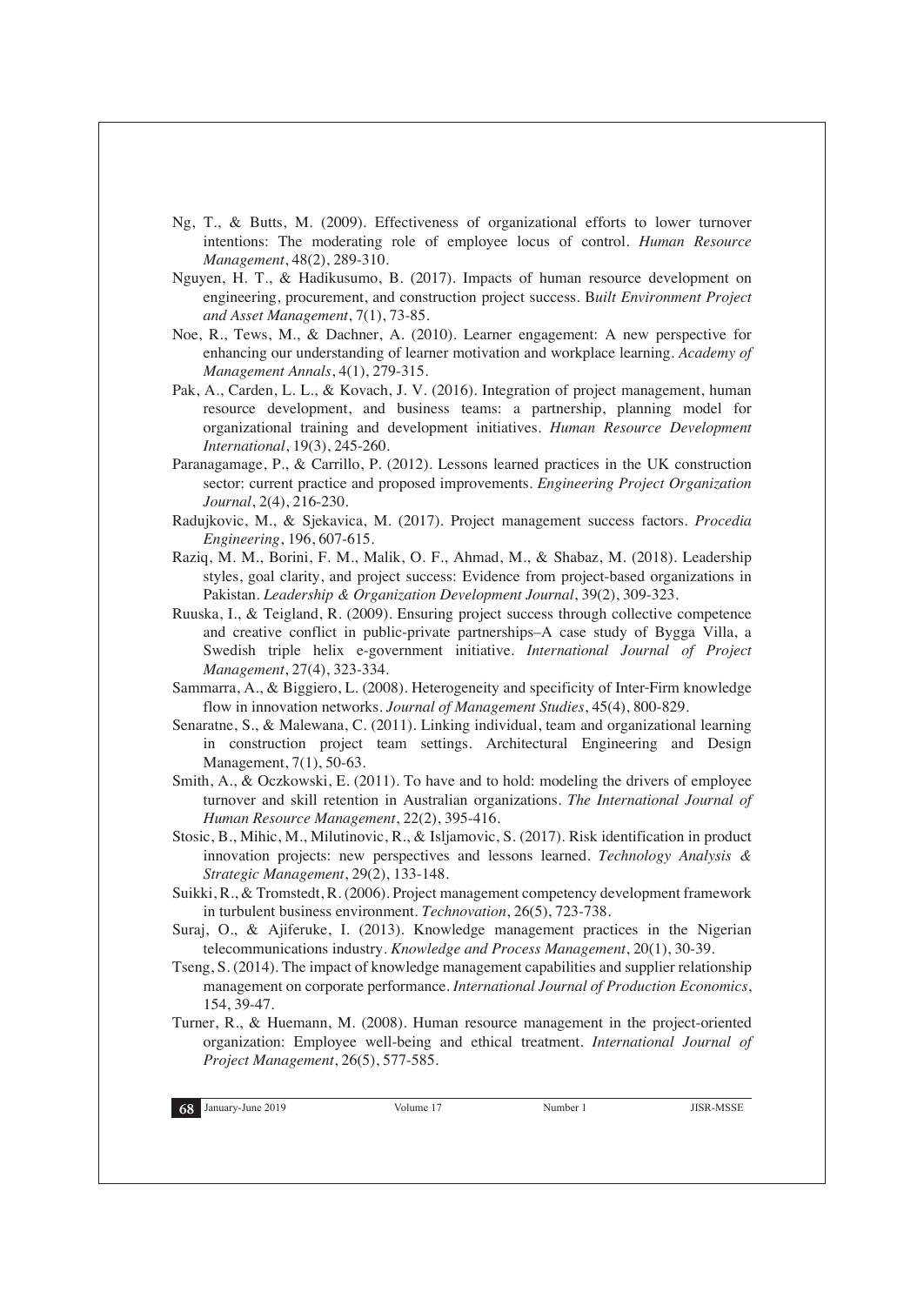Ng, T., & Butts, M. (2009). Effectiveness of organizational efforts to lower turnover intentions: The moderating role of employee locus of control. *Human Resource Management*, 48(2), 289-310.

Nguyen, H. T., & Hadikusumo, B. (2017). Impacts of human resource development on engineering, procurement, and construction project success. B*uilt Environment Project and Asset Management*, 7(1), 73-85.

Noe, R., Tews, M., & Dachner, A. (2010). Learner engagement: A new perspective for enhancing our understanding of learner motivation and workplace learning. *Academy of Management Annals*, 4(1), 279-315.

Pak, A., Carden, L. L., & Kovach, J. V. (2016). Integration of project management, human resource development, and business teams: a partnership, planning model for organizational training and development initiatives. *Human Resource Development International*, 19(3), 245-260.

Paranagamage, P., & Carrillo, P. (2012). Lessons learned practices in the UK construction sector: current practice and proposed improvements. *Engineering Project Organization Journal*, 2(4), 216-230.

Radujkovic, M., & Sjekavica, M. (2017). Project management success factors. *Procedia Engineering*, 196, 607-615.

Raziq, M. M., Borini, F. M., Malik, O. F., Ahmad, M., & Shabaz, M. (2018). Leadership styles, goal clarity, and project success: Evidence from project-based organizations in Pakistan. *Leadership & Organization Development Journal*, 39(2), 309-323.

Ruuska, I., & Teigland, R. (2009). Ensuring project success through collective competence and creative conflict in public-private partnerships–A case study of Bygga Villa, a Swedish triple helix e-government initiative. *International Journal of Project Management*, 27(4), 323-334.

Sammarra, A., & Biggiero, L. (2008). Heterogeneity and specificity of Inter-Firm knowledge flow in innovation networks. *Journal of Management Studies*, 45(4), 800-829.

Senaratne, S., & Malewana, C. (2011). Linking individual, team and organizational learning in construction project team settings. Architectural Engineering and Design Management, 7(1), 50-63.

Smith, A., & Oczkowski, E. (2011). To have and to hold: modeling the drivers of employee turnover and skill retention in Australian organizations. *The International Journal of Human Resource Management*, 22(2), 395-416.

Stosic, B., Mihic, M., Milutinovic, R., & Isljamovic, S. (2017). Risk identification in product innovation projects: new perspectives and lessons learned. *Technology Analysis & Strategic Management*, 29(2), 133-148.

Suikki, R., & Tromstedt, R. (2006). Project management competency development framework in turbulent business environment. *Technovation*, 26(5), 723-738.

Suraj, O., & Ajiferuke, I. (2013). Knowledge management practices in the Nigerian telecommunications industry. *Knowledge and Process Management*, 20(1), 30-39.

Tseng, S. (2014). The impact of knowledge management capabilities and supplier relationship management on corporate performance. *International Journal of Production Economics*, 154, 39-47.

Turner, R., & Huemann, M. (2008). Human resource management in the project-oriented organization: Employee well-being and ethical treatment. *International Journal of Project Management*, 26(5), 577-585.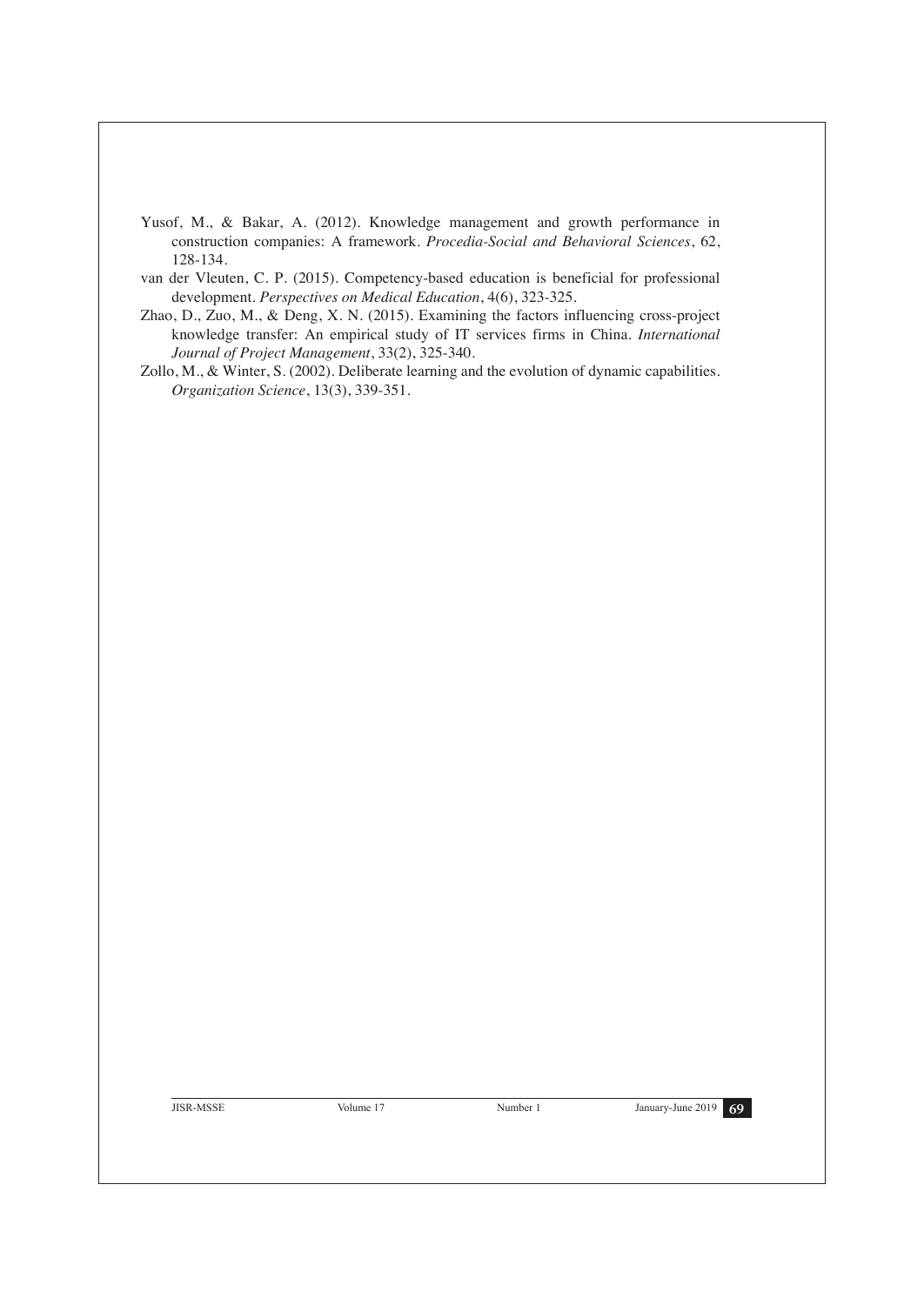Yusof, M., & Bakar, A. (2012). Knowledge management and growth performance in construction companies: A framework. *Procedia-Social and Behavioral Sciences*, 62, 128-134.

van der Vleuten, C. P. (2015). Competency-based education is beneficial for professional development. *Perspectives on Medical Education*, 4(6), 323-325.

Zhao, D., Zuo, M., & Deng, X. N. (2015). Examining the factors influencing cross-project knowledge transfer: An empirical study of IT services firms in China. *International Journal of Project Management*, 33(2), 325-340.

Zollo, M., & Winter, S. (2002). Deliberate learning and the evolution of dynamic capabilities. *Organization Science*, 13(3), 339-351.